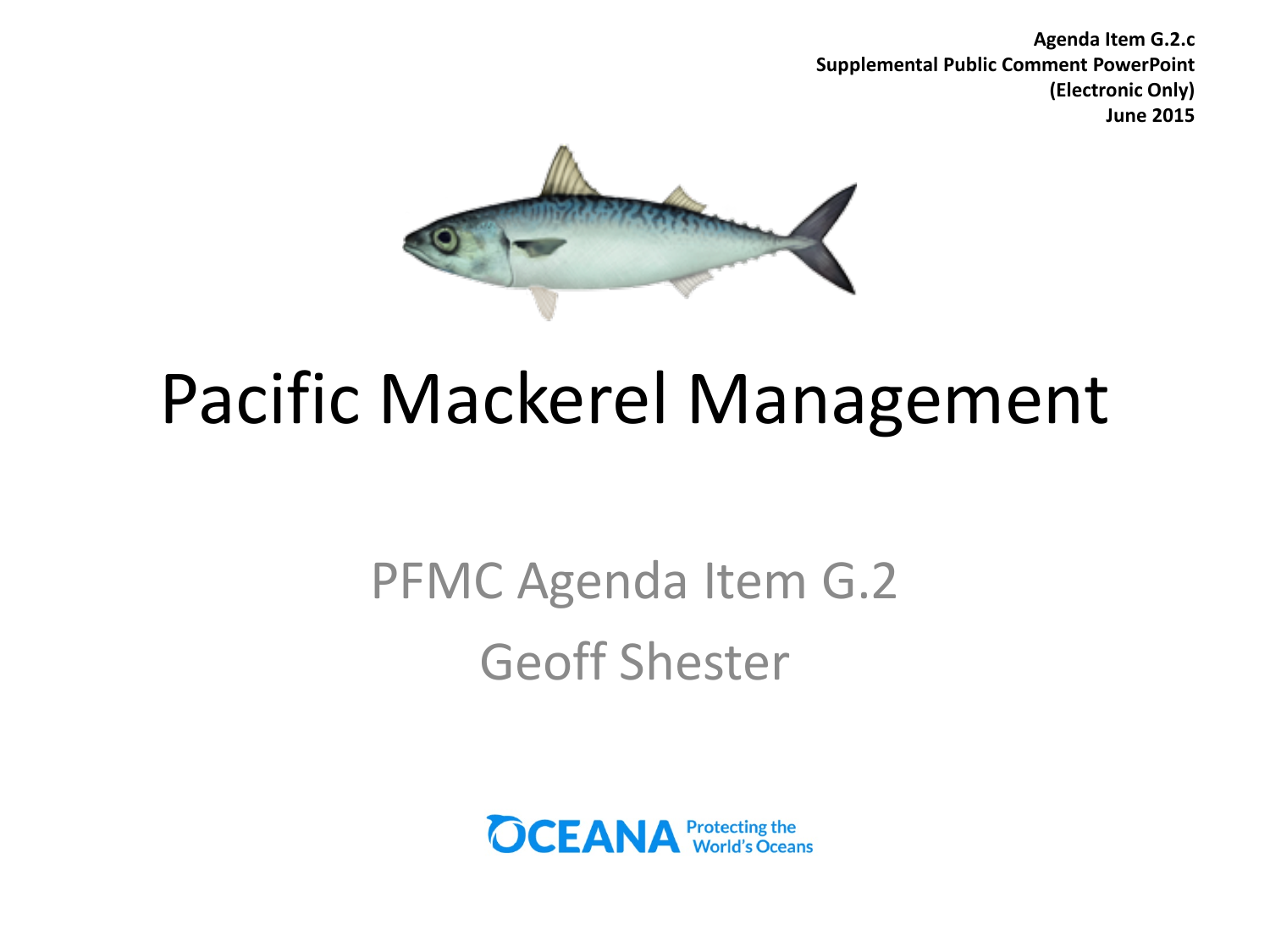**Agenda Item G.2.c**
**Supplemental Public Comment PowerPoint**
**(Electronic Only)**
**June 2015**

# Pacific Mackerel Management

PFMC Agenda Item G.2

Geoff Shester

OCEANA Protecting the World's Oceans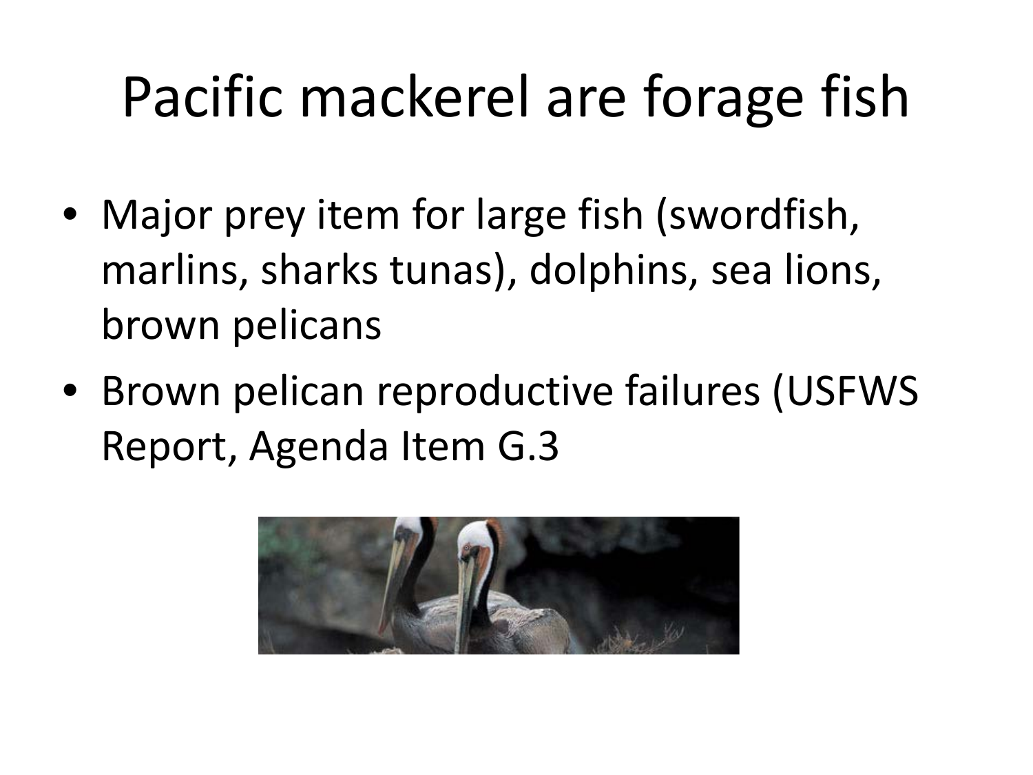# Pacific mackerel are forage fish

- Major prey item for large fish (swordfish, marlins, sharks tunas), dolphins, sea lions, brown pelicans
- Brown pelican reproductive failures (USFWS Report, Agenda Item G.3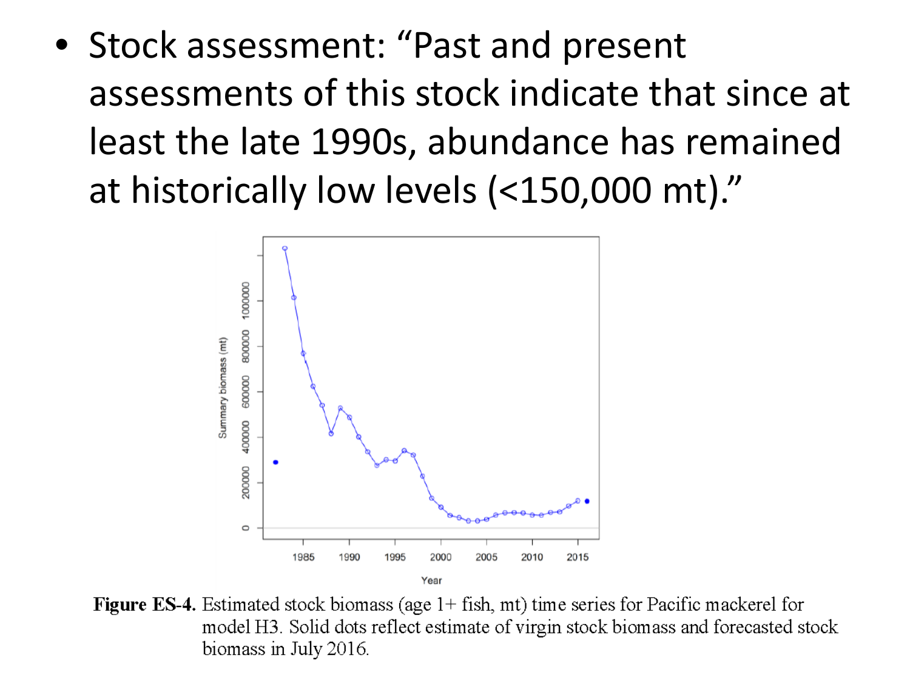- Stock assessment: "Past and present assessments of this stock indicate that since at least the late 1990s, abundance has remained at historically low levels (<150,000 mt)."

**Figure ES-4.** Estimated stock biomass (age 1+ fish, mt) time series for Pacific mackerel for model H3. Solid dots reflect estimate of virgin stock biomass and forecasted stock biomass in July 2016.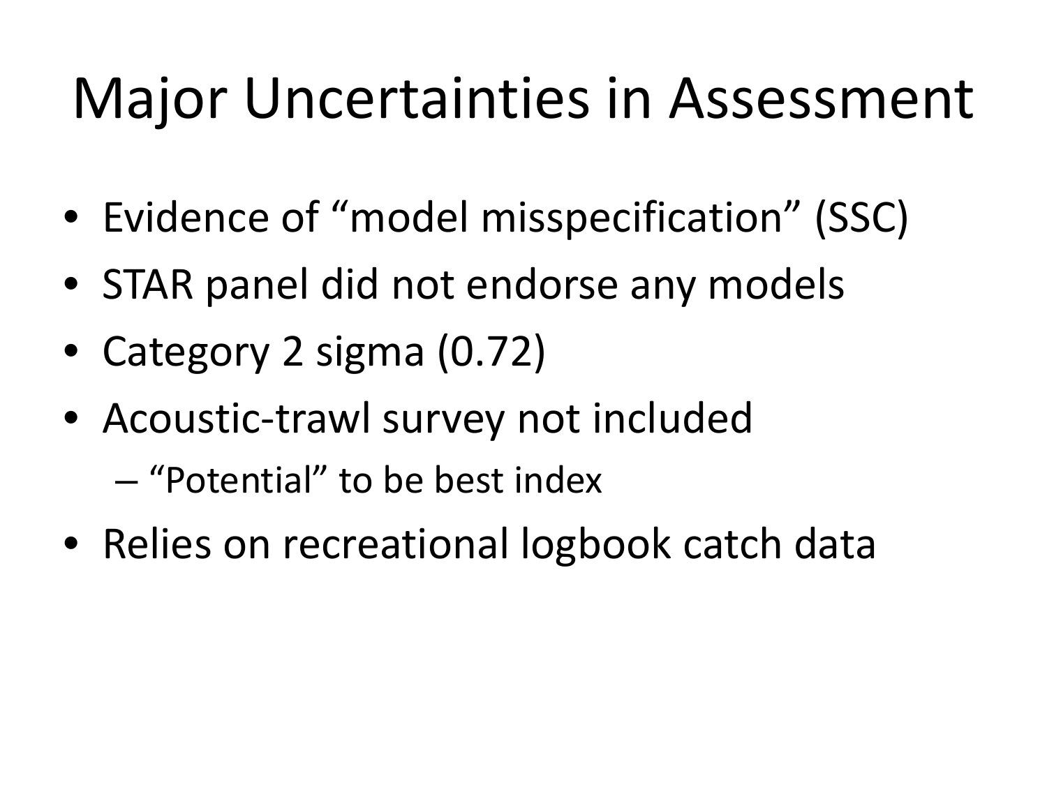# Major Uncertainties in Assessment

- Evidence of "model misspecification" (SSC)
- STAR panel did not endorse any models
- Category 2 sigma (0.72)
- Acoustic-trawl survey not included
  - "Potential" to be best index
- Relies on recreational logbook catch data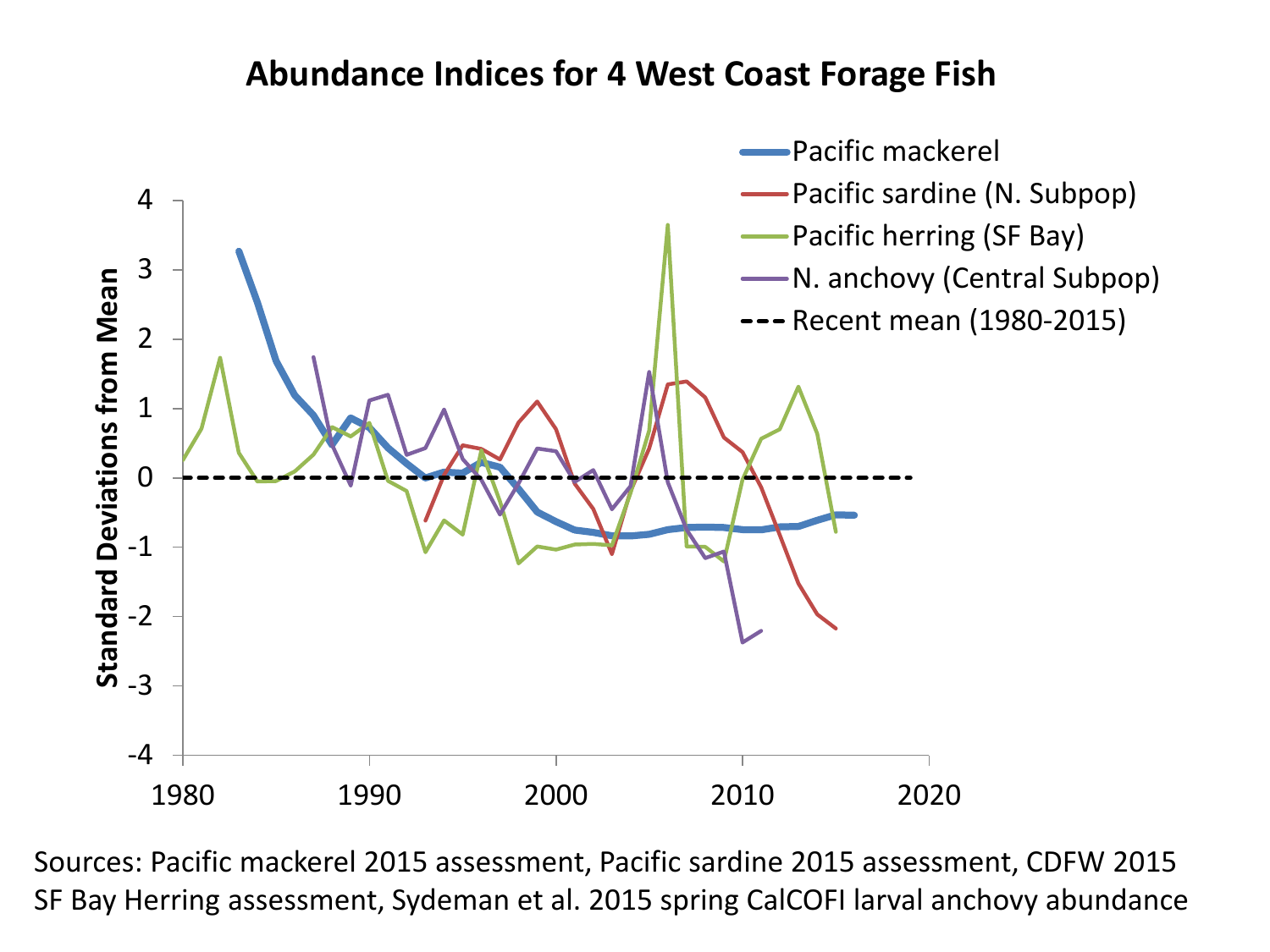# Abundance Indices for 4 West Coast Forage Fish

Sources: Pacific mackerel 2015 assessment, Pacific sardine 2015 assessment, CDFW 2015 SF Bay Herring assessment, Sydeman et al. 2015 spring CalCOFI larval anchovy abundance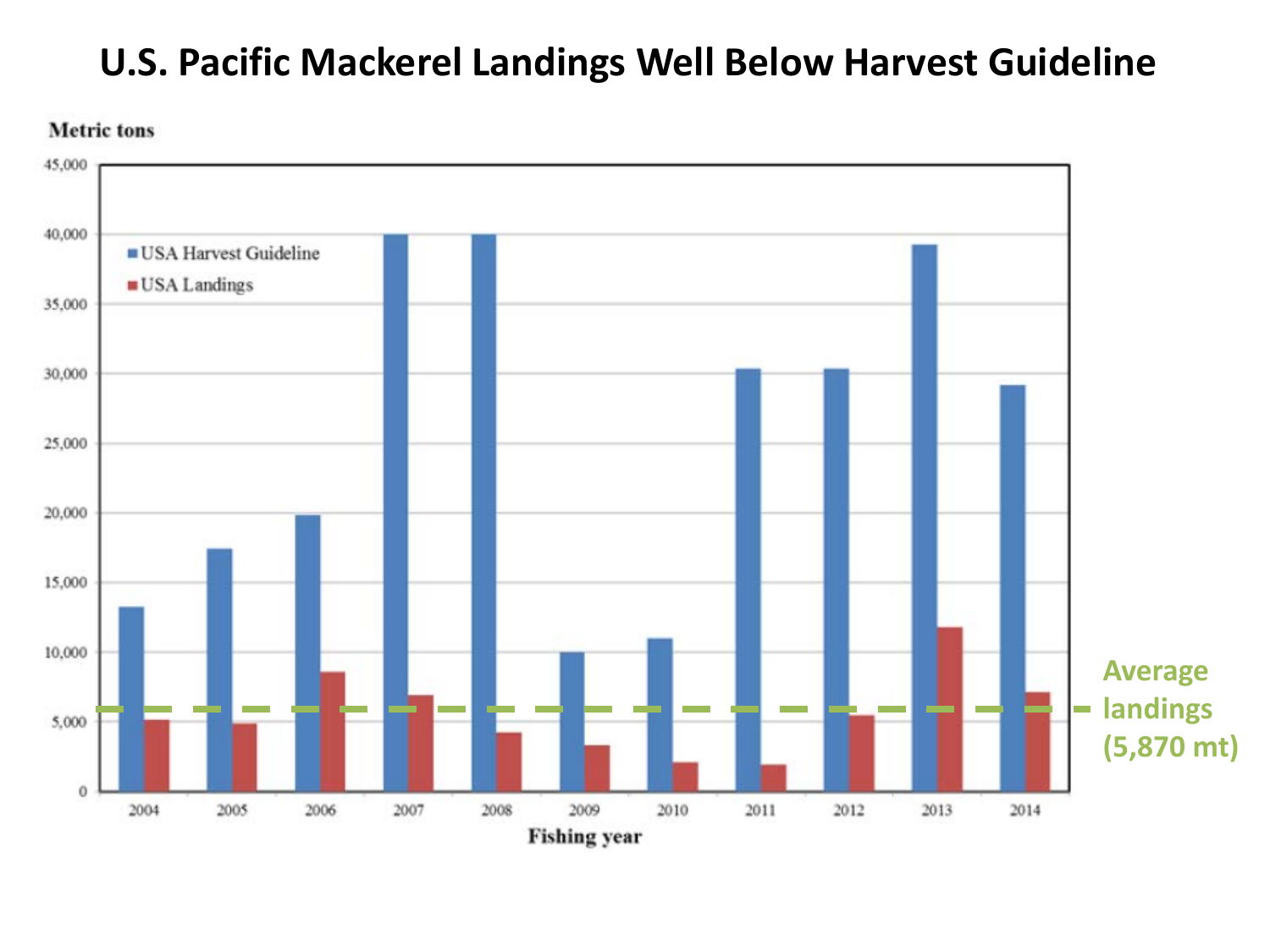# U.S. Pacific Mackerel Landings Well Below Harvest Guideline

Metric tons

- USA Harvest Guideline
- USA Landings

Average landings (5,870 mt)

Fishing year

2004 2005 2006 2007 2008 2009 2010 2011 2012 2013 2014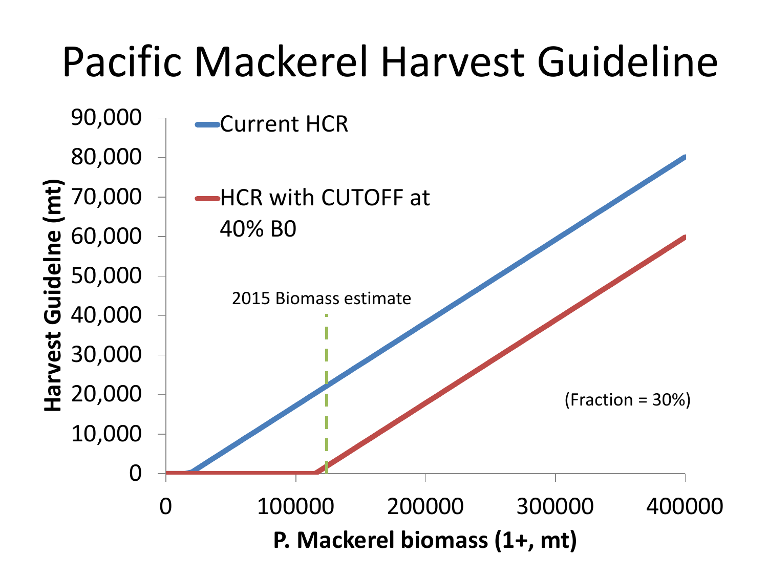# Pacific Mackerel Harvest Guideline

Harvest Guidelne (mt)

90,000
80,000
70,000
60,000
50,000
40,000
30,000
20,000
10,000
0

Current HCR

HCR with CUTOFF at 40% B0

2015 Biomass estimate

(Fraction = 30%)

0 100000 200000 300000 400000

**P. Mackerel biomass (1+, mt)**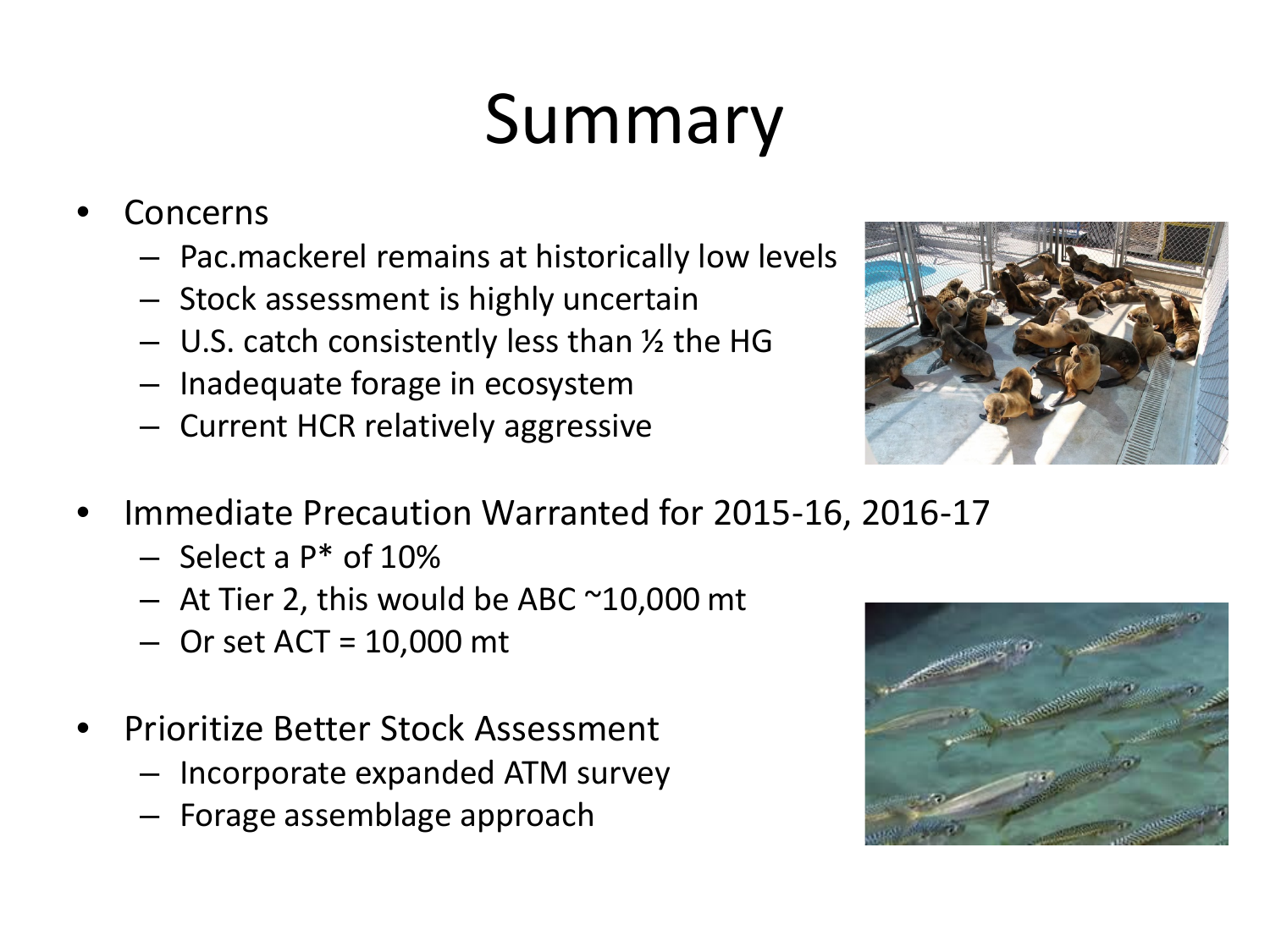# Summary

- Concerns
  - Pac.mackerel remains at historically low levels
  - Stock assessment is highly uncertain
  - U.S. catch consistently less than ½ the HG
  - Inadequate forage in ecosystem
  - Current HCR relatively aggressive
- Immediate Precaution Warranted for 2015-16, 2016-17
  - Select a P* of 10%
  - At Tier 2, this would be ABC ~10,000 mt
  - Or set ACT = 10,000 mt
- Prioritize Better Stock Assessment
  - Incorporate expanded ATM survey
  - Forage assemblage approach